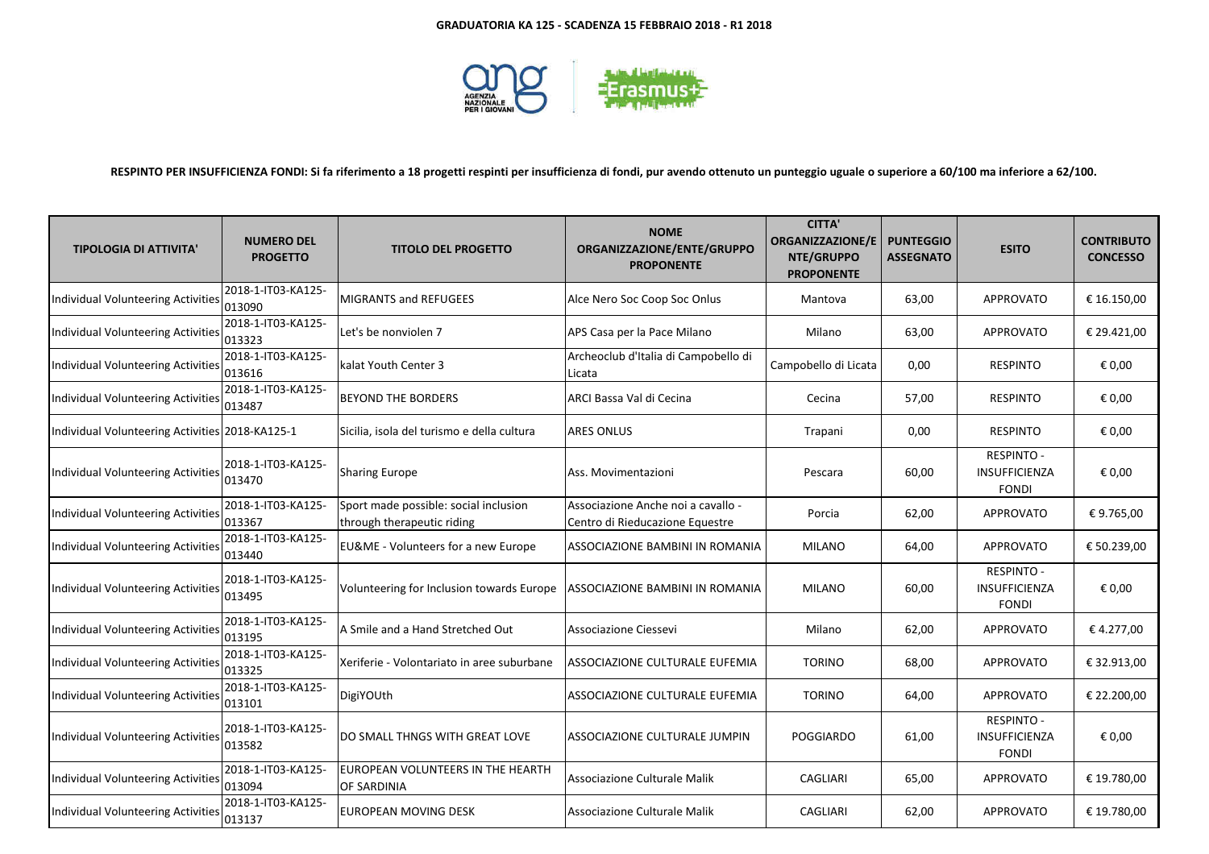**GRADUATORIA KA 125 - SCADENZA 15 FEBBRAIO 2018 - R1 2018**

**RESPINTO PER INSUFFICIENZA FONDI: Si fa riferimento a 18 progetti respinti per insufficienza di fondi, pur avendo ottenuto un punteggio uguale o superiore a 60/100 ma inferiore a 62/100.**

| TIPOLOGIA DI ATTIVITA' | NUMERO DEL PROGETTO | TITOLO DEL PROGETTO | NOME ORGANIZZAZIONE/ENTE/GRUPPO PROPONENTE | CITTA' ORGANIZZAZIONE/ENTE/GRUPPO PROPONENTE | PUNTEGGIO ASSEGNATO | ESITO | CONTRIBUTO CONCESSO |
|---|---|---|---|---|---|---|---|
| Individual Volunteering Activities | 2018-1-IT03-KA125-013090 | MIGRANTS and REFUGEES | Alce Nero Soc Coop Soc Onlus | Mantova | 63,00 | APPROVATO | € 16.150,00 |
| Individual Volunteering Activities | 2018-1-IT03-KA125-013323 | Let's be nonviolen 7 | APS Casa per la Pace Milano | Milano | 63,00 | APPROVATO | € 29.421,00 |
| Individual Volunteering Activities | 2018-1-IT03-KA125-013616 | kalat Youth Center 3 | Archeoclub d'Italia di Campobello di Licata | Campobello di Licata | 0,00 | RESPINTO | € 0,00 |
| Individual Volunteering Activities | 2018-1-IT03-KA125-013487 | BEYOND THE BORDERS | ARCI Bassa Val di Cecina | Cecina | 57,00 | RESPINTO | € 0,00 |
| Individual Volunteering Activities | 2018-KA125-1 | Sicilia, isola del turismo e della cultura | ARES ONLUS | Trapani | 0,00 | RESPINTO | € 0,00 |
| Individual Volunteering Activities | 2018-1-IT03-KA125-013470 | Sharing Europe | Ass. Movimentazioni | Pescara | 60,00 | RESPINTO - INSUFFICIENZA FONDI | € 0,00 |
| Individual Volunteering Activities | 2018-1-IT03-KA125-013367 | Sport made possible: social inclusion through therapeutic riding | Associazione Anche noi a cavallo - Centro di Rieducazione Equestre | Porcia | 62,00 | APPROVATO | € 9.765,00 |
| Individual Volunteering Activities | 2018-1-IT03-KA125-013440 | EU&ME - Volunteers for a new Europe | ASSOCIAZIONE BAMBINI IN ROMANIA | MILANO | 64,00 | APPROVATO | € 50.239,00 |
| Individual Volunteering Activities | 2018-1-IT03-KA125-013495 | Volunteering for Inclusion towards Europe | ASSOCIAZIONE BAMBINI IN ROMANIA | MILANO | 60,00 | RESPINTO - INSUFFICIENZA FONDI | € 0,00 |
| Individual Volunteering Activities | 2018-1-IT03-KA125-013195 | A Smile and a Hand Stretched Out | Associazione Ciessevi | Milano | 62,00 | APPROVATO | € 4.277,00 |
| Individual Volunteering Activities | 2018-1-IT03-KA125-013325 | Xeriferie - Volontariato in aree suburbane | ASSOCIAZIONE CULTURALE EUFEMIA | TORINO | 68,00 | APPROVATO | € 32.913,00 |
| Individual Volunteering Activities | 2018-1-IT03-KA125-013101 | DigiYOUth | ASSOCIAZIONE CULTURALE EUFEMIA | TORINO | 64,00 | APPROVATO | € 22.200,00 |
| Individual Volunteering Activities | 2018-1-IT03-KA125-013582 | DO SMALL THNGS WITH GREAT LOVE | ASSOCIAZIONE CULTURALE JUMPIN | POGGIARDO | 61,00 | RESPINTO - INSUFFICIENZA FONDI | € 0,00 |
| Individual Volunteering Activities | 2018-1-IT03-KA125-013094 | EUROPEAN VOLUNTEERS IN THE HEARTH OF SARDINIA | Associazione Culturale Malik | CAGLIARI | 65,00 | APPROVATO | € 19.780,00 |
| Individual Volunteering Activities | 2018-1-IT03-KA125-013137 | EUROPEAN MOVING DESK | Associazione Culturale Malik | CAGLIARI | 62,00 | APPROVATO | € 19.780,00 |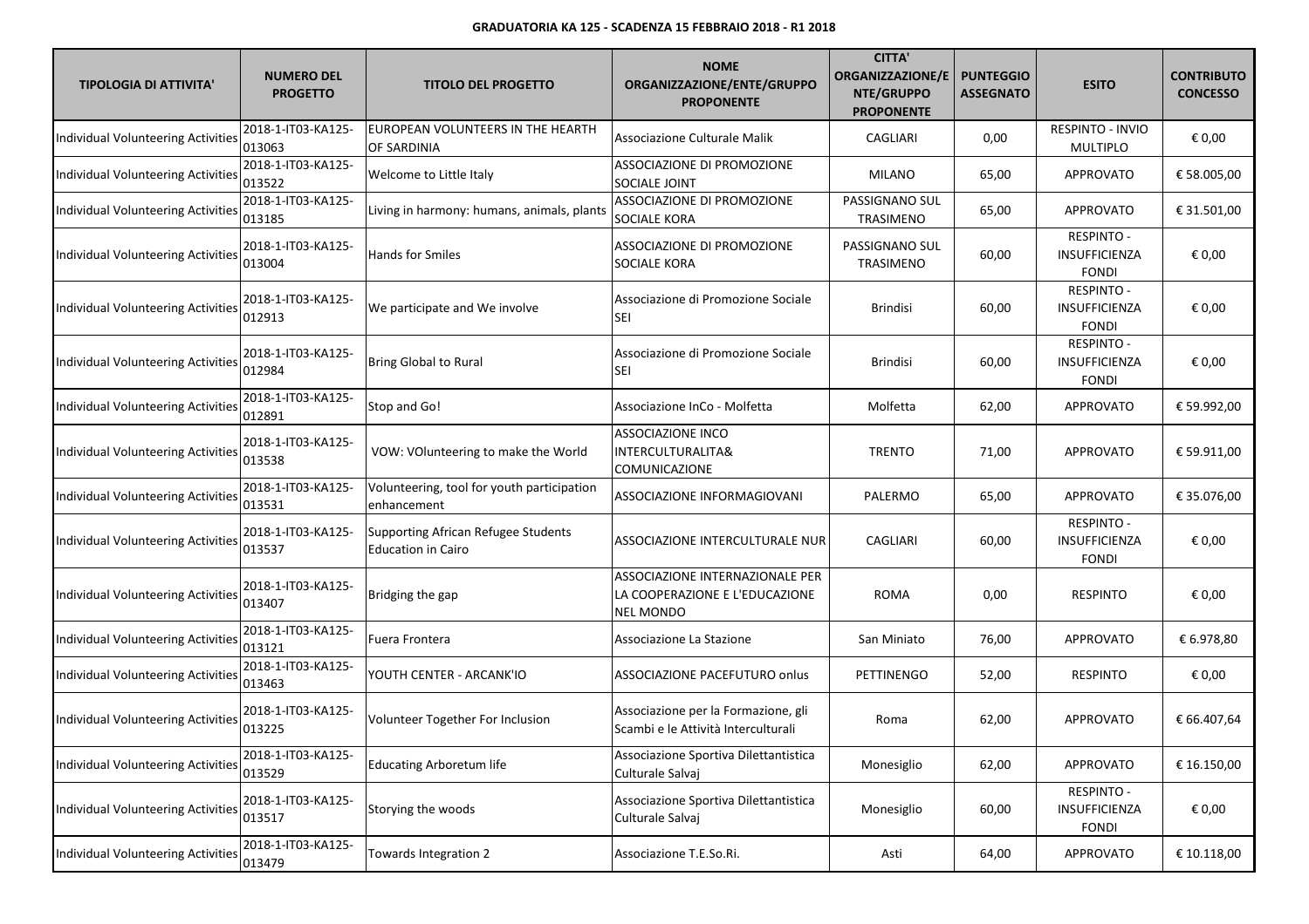**GRADUATORIA KA 125 - SCADENZA 15 FEBBRAIO 2018 - R1 2018**

| TIPOLOGIA DI ATTIVITA' | NUMERO DEL PROGETTO | TITOLO DEL PROGETTO | NOME ORGANIZZAZIONE/ENTE/GRUPPO PROPONENTE | CITTA' ORGANIZZAZIONE/ENTE/GRUPPO PROPONENTE | PUNTEGGIO ASSEGNATO | ESITO | CONTRIBUTO CONCESSO |
|---|---|---|---|---|---|---|---|
| Individual Volunteering Activities | 2018-1-IT03-KA125-013063 | EUROPEAN VOLUNTEERS IN THE HEARTH OF SARDINIA | Associazione Culturale Malik | CAGLIARI | 0,00 | RESPINTO - INVIO MULTIPLO | € 0,00 |
| Individual Volunteering Activities | 2018-1-IT03-KA125-013522 | Welcome to Little Italy | ASSOCIAZIONE DI PROMOZIONE SOCIALE JOINT | MILANO | 65,00 | APPROVATO | € 58.005,00 |
| Individual Volunteering Activities | 2018-1-IT03-KA125-013185 | Living in harmony: humans, animals, plants | ASSOCIAZIONE DI PROMOZIONE SOCIALE KORA | PASSIGNANO SUL TRASIMENO | 65,00 | APPROVATO | € 31.501,00 |
| Individual Volunteering Activities | 2018-1-IT03-KA125-013004 | Hands for Smiles | ASSOCIAZIONE DI PROMOZIONE SOCIALE KORA | PASSIGNANO SUL TRASIMENO | 60,00 | RESPINTO - INSUFFICIENZA FONDI | € 0,00 |
| Individual Volunteering Activities | 2018-1-IT03-KA125-012913 | We participate and We involve | Associazione di Promozione Sociale SEI | Brindisi | 60,00 | RESPINTO - INSUFFICIENZA FONDI | € 0,00 |
| Individual Volunteering Activities | 2018-1-IT03-KA125-012984 | Bring Global to Rural | Associazione di Promozione Sociale SEI | Brindisi | 60,00 | RESPINTO - INSUFFICIENZA FONDI | € 0,00 |
| Individual Volunteering Activities | 2018-1-IT03-KA125-012891 | Stop and Go! | Associazione InCo - Molfetta | Molfetta | 62,00 | APPROVATO | € 59.992,00 |
| Individual Volunteering Activities | 2018-1-IT03-KA125-013538 | VOW: VOlunteering to make the World | ASSOCIAZIONE INCO INTERCULTURALITA& COMUNICAZIONE | TRENTO | 71,00 | APPROVATO | € 59.911,00 |
| Individual Volunteering Activities | 2018-1-IT03-KA125-013531 | Volunteering, tool for youth participation enhancement | ASSOCIAZIONE INFORMAGIOVANI | PALERMO | 65,00 | APPROVATO | € 35.076,00 |
| Individual Volunteering Activities | 2018-1-IT03-KA125-013537 | Supporting African Refugee Students Education in Cairo | ASSOCIAZIONE INTERCULTURALE NUR | CAGLIARI | 60,00 | RESPINTO - INSUFFICIENZA FONDI | € 0,00 |
| Individual Volunteering Activities | 2018-1-IT03-KA125-013407 | Bridging the gap | ASSOCIAZIONE INTERNAZIONALE PER LA COOPERAZIONE E L'EDUCAZIONE NEL MONDO | ROMA | 0,00 | RESPINTO | € 0,00 |
| Individual Volunteering Activities | 2018-1-IT03-KA125-013121 | Fuera Frontera | Associazione La Stazione | San Miniato | 76,00 | APPROVATO | € 6.978,80 |
| Individual Volunteering Activities | 2018-1-IT03-KA125-013463 | YOUTH CENTER - ARCANK'IO | ASSOCIAZIONE PACEFUTURO onlus | PETTINENGO | 52,00 | RESPINTO | € 0,00 |
| Individual Volunteering Activities | 2018-1-IT03-KA125-013225 | Volunteer Together For Inclusion | Associazione per la Formazione, gli Scambi e le Attività Interculturali | Roma | 62,00 | APPROVATO | € 66.407,64 |
| Individual Volunteering Activities | 2018-1-IT03-KA125-013529 | Educating Arboretum life | Associazione Sportiva Dilettantistica Culturale Salvaj | Monesiglio | 62,00 | APPROVATO | € 16.150,00 |
| Individual Volunteering Activities | 2018-1-IT03-KA125-013517 | Storying the woods | Associazione Sportiva Dilettantistica Culturale Salvaj | Monesiglio | 60,00 | RESPINTO - INSUFFICIENZA FONDI | € 0,00 |
| Individual Volunteering Activities | 2018-1-IT03-KA125-013479 | Towards Integration 2 | Associazione T.E.So.Ri. | Asti | 64,00 | APPROVATO | € 10.118,00 |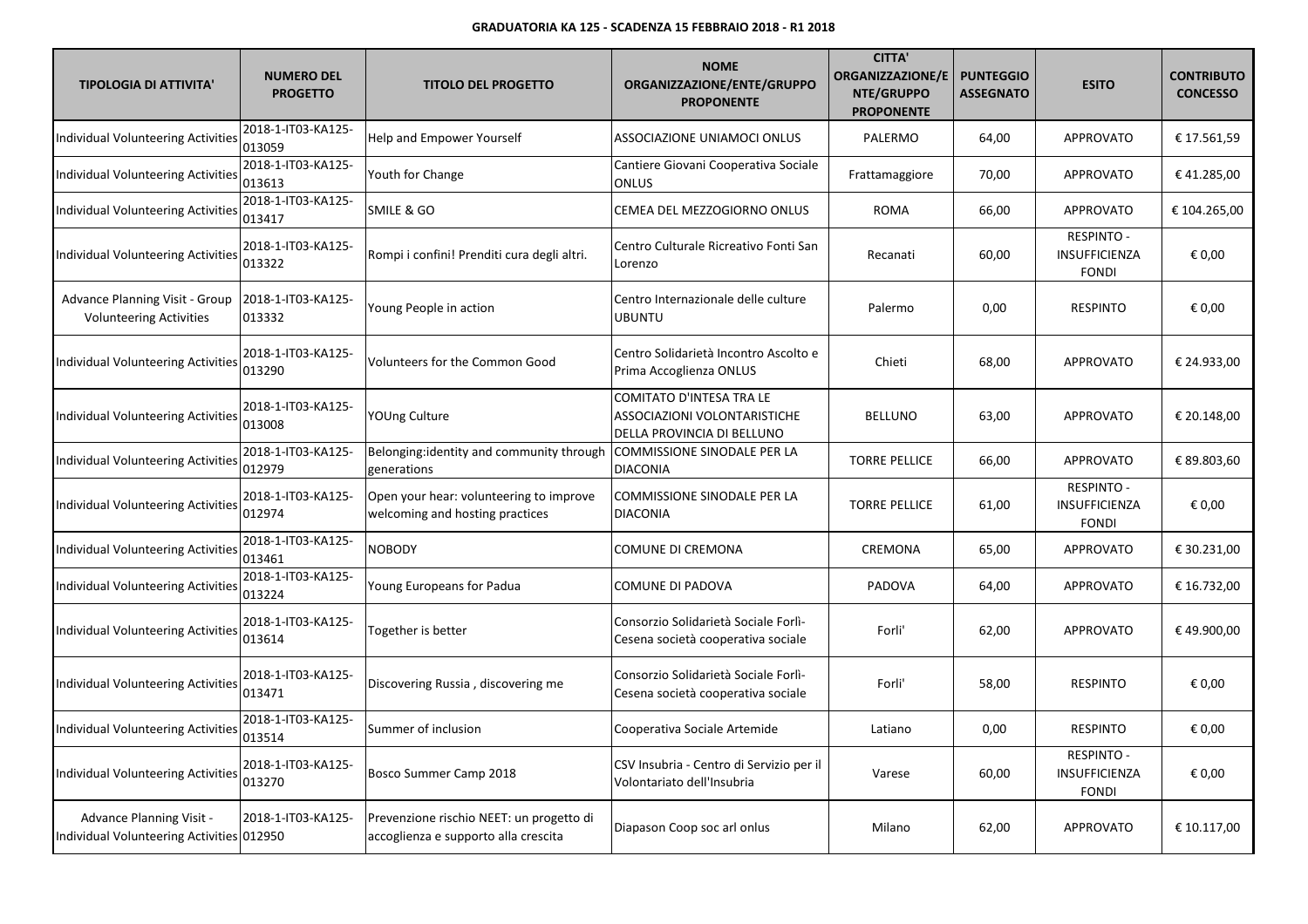**GRADUATORIA KA 125 - SCADENZA 15 FEBBRAIO 2018 - R1 2018**

| TIPOLOGIA DI ATTIVITA' | NUMERO DEL PROGETTO | TITOLO DEL PROGETTO | NOME ORGANIZZAZIONE/ENTE/GRUPPO PROPONENTE | CITTA' ORGANIZZAZIONE/ENTE/GRUPPO PROPONENTE | PUNTEGGIO ASSEGNATO | ESITO | CONTRIBUTO CONCESSO |
|---|---|---|---|---|---|---|---|
| Individual Volunteering Activities | 2018-1-IT03-KA125-013059 | Help and Empower Yourself | ASSOCIAZIONE UNIAMOCI ONLUS | PALERMO | 64,00 | APPROVATO | € 17.561,59 |
| Individual Volunteering Activities | 2018-1-IT03-KA125-013613 | Youth for Change | Cantiere Giovani Cooperativa Sociale ONLUS | Frattamaggiore | 70,00 | APPROVATO | € 41.285,00 |
| Individual Volunteering Activities | 2018-1-IT03-KA125-013417 | SMILE & GO | CEMEA DEL MEZZOGIORNO ONLUS | ROMA | 66,00 | APPROVATO | € 104.265,00 |
| Individual Volunteering Activities | 2018-1-IT03-KA125-013322 | Rompi i confini! Prenditi cura degli altri. | Centro Culturale Ricreativo Fonti San Lorenzo | Recanati | 60,00 | RESPINTO - INSUFFICIENZA FONDI | € 0,00 |
| Advance Planning Visit - Group Volunteering Activities | 2018-1-IT03-KA125-013332 | Young People in action | Centro Internazionale delle culture UBUNTU | Palermo | 0,00 | RESPINTO | € 0,00 |
| Individual Volunteering Activities | 2018-1-IT03-KA125-013290 | Volunteers for the Common Good | Centro Solidarietà Incontro Ascolto e Prima Accoglienza ONLUS | Chieti | 68,00 | APPROVATO | € 24.933,00 |
| Individual Volunteering Activities | 2018-1-IT03-KA125-013008 | YOUng Culture | COMITATO D'INTESA TRA LE ASSOCIAZIONI VOLONTARISTICHE DELLA PROVINCIA DI BELLUNO | BELLUNO | 63,00 | APPROVATO | € 20.148,00 |
| Individual Volunteering Activities | 2018-1-IT03-KA125-012979 | Belonging:identity and community through generations | COMMISSIONE SINODALE PER LA DIACONIA | TORRE PELLICE | 66,00 | APPROVATO | € 89.803,60 |
| Individual Volunteering Activities | 2018-1-IT03-KA125-012974 | Open your hear: volunteering to improve welcoming and hosting practices | COMMISSIONE SINODALE PER LA DIACONIA | TORRE PELLICE | 61,00 | RESPINTO - INSUFFICIENZA FONDI | € 0,00 |
| Individual Volunteering Activities | 2018-1-IT03-KA125-013461 | NOBODY | COMUNE DI CREMONA | CREMONA | 65,00 | APPROVATO | € 30.231,00 |
| Individual Volunteering Activities | 2018-1-IT03-KA125-013224 | Young Europeans for Padua | COMUNE DI PADOVA | PADOVA | 64,00 | APPROVATO | € 16.732,00 |
| Individual Volunteering Activities | 2018-1-IT03-KA125-013614 | Together is better | Consorzio Solidarietà Sociale Forlì-Cesena società cooperativa sociale | Forli' | 62,00 | APPROVATO | € 49.900,00 |
| Individual Volunteering Activities | 2018-1-IT03-KA125-013471 | Discovering Russia , discovering me | Consorzio Solidarietà Sociale Forlì-Cesena società cooperativa sociale | Forli' | 58,00 | RESPINTO | € 0,00 |
| Individual Volunteering Activities | 2018-1-IT03-KA125-013514 | Summer of inclusion | Cooperativa Sociale Artemide | Latiano | 0,00 | RESPINTO | € 0,00 |
| Individual Volunteering Activities | 2018-1-IT03-KA125-013270 | Bosco Summer Camp 2018 | CSV Insubria - Centro di Servizio per il Volontariato dell'Insubria | Varese | 60,00 | RESPINTO - INSUFFICIENZA FONDI | € 0,00 |
| Advance Planning Visit - Individual Volunteering Activities | 2018-1-IT03-KA125-012950 | Prevenzione rischio NEET: un progetto di accoglienza e supporto alla crescita | Diapason Coop soc arl onlus | Milano | 62,00 | APPROVATO | € 10.117,00 |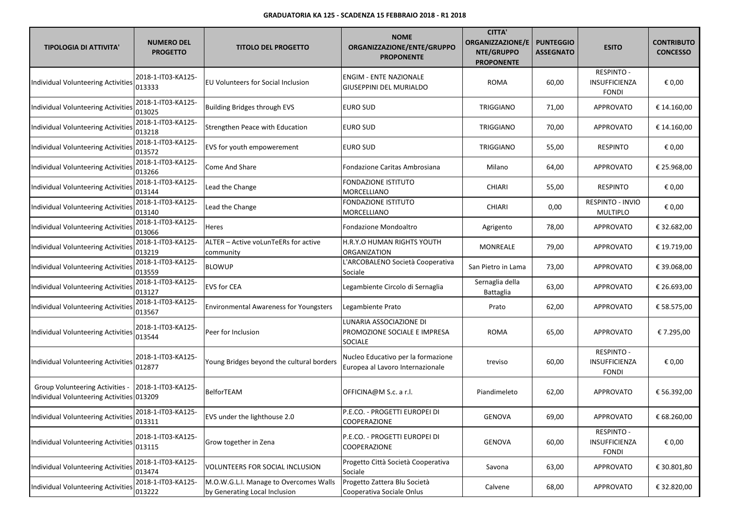**GRADUATORIA KA 125 - SCADENZA 15 FEBBRAIO 2018 - R1 2018**

| TIPOLOGIA DI ATTIVITA' | NUMERO DEL PROGETTO | TITOLO DEL PROGETTO | NOME ORGANIZZAZIONE/ENTE/GRUPPO PROPONENTE | CITTA' ORGANIZZAZIONE/ENTE/GRUPPO PROPONENTE | PUNTEGGIO ASSEGNATO | ESITO | CONTRIBUTO CONCESSO |
|---|---|---|---|---|---|---|---|
| Individual Volunteering Activities | 2018-1-IT03-KA125-013333 | EU Volunteers for Social Inclusion | ENGIM - ENTE NAZIONALE GIUSEPPINI DEL MURIALDO | ROMA | 60,00 | RESPINTO - INSUFFICIENZA FONDI | € 0,00 |
| Individual Volunteering Activities | 2018-1-IT03-KA125-013025 | Building Bridges through EVS | EURO SUD | TRIGGIANO | 71,00 | APPROVATO | € 14.160,00 |
| Individual Volunteering Activities | 2018-1-IT03-KA125-013218 | Strengthen Peace with Education | EURO SUD | TRIGGIANO | 70,00 | APPROVATO | € 14.160,00 |
| Individual Volunteering Activities | 2018-1-IT03-KA125-013572 | EVS for youth empowerement | EURO SUD | TRIGGIANO | 55,00 | RESPINTO | € 0,00 |
| Individual Volunteering Activities | 2018-1-IT03-KA125-013266 | Come And Share | Fondazione Caritas Ambrosiana | Milano | 64,00 | APPROVATO | € 25.968,00 |
| Individual Volunteering Activities | 2018-1-IT03-KA125-013144 | Lead the Change | FONDAZIONE ISTITUTO MORCELLIANO | CHIARI | 55,00 | RESPINTO | € 0,00 |
| Individual Volunteering Activities | 2018-1-IT03-KA125-013140 | Lead the Change | FONDAZIONE ISTITUTO MORCELLIANO | CHIARI | 0,00 | RESPINTO - INVIO MULTIPLO | € 0,00 |
| Individual Volunteering Activities | 2018-1-IT03-KA125-013066 | Heres | Fondazione Mondoaltro | Agrigento | 78,00 | APPROVATO | € 32.682,00 |
| Individual Volunteering Activities | 2018-1-IT03-KA125-013219 | ALTER – Active voLunTeERs for active community | H.R.Y.O HUMAN RIGHTS YOUTH ORGANIZATION | MONREALE | 79,00 | APPROVATO | € 19.719,00 |
| Individual Volunteering Activities | 2018-1-IT03-KA125-013559 | BLOWUP | L'ARCOBALENO Società Cooperativa Sociale | San Pietro in Lama | 73,00 | APPROVATO | € 39.068,00 |
| Individual Volunteering Activities | 2018-1-IT03-KA125-013127 | EVS for CEA | Legambiente Circolo di Sernaglia | Sernaglia della Battaglia | 63,00 | APPROVATO | € 26.693,00 |
| Individual Volunteering Activities | 2018-1-IT03-KA125-013567 | Environmental Awareness for Youngsters | Legambiente Prato | Prato | 62,00 | APPROVATO | € 58.575,00 |
| Individual Volunteering Activities | 2018-1-IT03-KA125-013544 | Peer for Inclusion | LUNARIA ASSOCIAZIONE DI PROMOZIONE SOCIALE E IMPRESA SOCIALE | ROMA | 65,00 | APPROVATO | € 7.295,00 |
| Individual Volunteering Activities | 2018-1-IT03-KA125-012877 | Young Bridges beyond the cultural borders | Nucleo Educativo per la formazione Europea al Lavoro Internazionale | treviso | 60,00 | RESPINTO - INSUFFICIENZA FONDI | € 0,00 |
| Group Volunteering Activities - Individual Volunteering Activities | 2018-1-IT03-KA125-013209 | BelforTEAM | OFFICINA@M S.c. a r.l. | Piandimeleto | 62,00 | APPROVATO | € 56.392,00 |
| Individual Volunteering Activities | 2018-1-IT03-KA125-013311 | EVS under the lighthouse 2.0 | P.E.CO. - PROGETTI EUROPEI DI COOPERAZIONE | GENOVA | 69,00 | APPROVATO | € 68.260,00 |
| Individual Volunteering Activities | 2018-1-IT03-KA125-013115 | Grow together in Zena | P.E.CO. - PROGETTI EUROPEI DI COOPERAZIONE | GENOVA | 60,00 | RESPINTO - INSUFFICIENZA FONDI | € 0,00 |
| Individual Volunteering Activities | 2018-1-IT03-KA125-013474 | VOLUNTEERS FOR SOCIAL INCLUSION | Progetto Città Società Cooperativa Sociale | Savona | 63,00 | APPROVATO | € 30.801,80 |
| Individual Volunteering Activities | 2018-1-IT03-KA125-013222 | M.O.W.G.L.I. Manage to Overcomes Walls by Generating Local Inclusion | Progetto Zattera Blu Società Cooperativa Sociale Onlus | Calvene | 68,00 | APPROVATO | € 32.820,00 |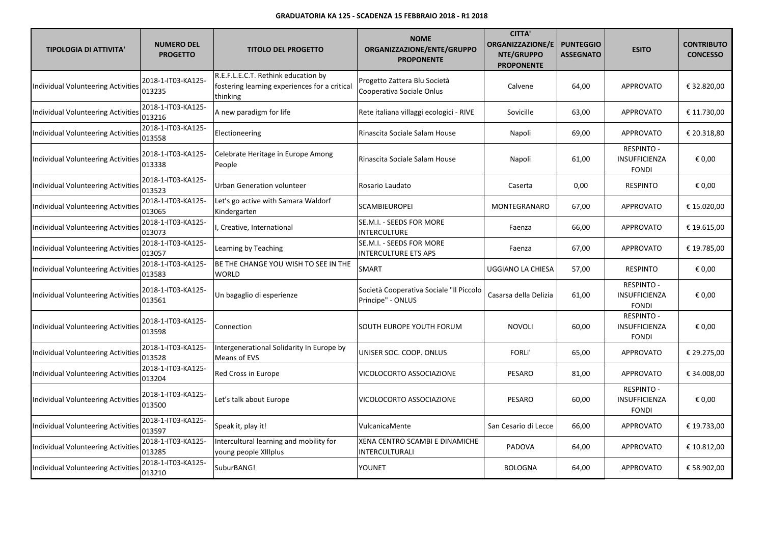**GRADUATORIA KA 125 - SCADENZA 15 FEBBRAIO 2018 - R1 2018**

| TIPOLOGIA DI ATTIVITA' | NUMERO DEL PROGETTO | TITOLO DEL PROGETTO | NOME ORGANIZZAZIONE/ENTE/GRUPPO PROPONENTE | CITTA' ORGANIZZAZIONE/ENTE/GRUPPO PROPONENTE | PUNTEGGIO ASSEGNATO | ESITO | CONTRIBUTO CONCESSO |
|---|---|---|---|---|---|---|---|
| Individual Volunteering Activities | 2018-1-IT03-KA125-013235 | R.E.F.L.E.C.T. Rethink education by fostering learning experiences for a critical thinking | Progetto Zattera Blu Società Cooperativa Sociale Onlus | Calvene | 64,00 | APPROVATO | € 32.820,00 |
| Individual Volunteering Activities | 2018-1-IT03-KA125-013216 | A new paradigm for life | Rete italiana villaggi ecologici - RIVE | Sovicille | 63,00 | APPROVATO | € 11.730,00 |
| Individual Volunteering Activities | 2018-1-IT03-KA125-013558 | Electioneering | Rinascita Sociale Salam House | Napoli | 69,00 | APPROVATO | € 20.318,80 |
| Individual Volunteering Activities | 2018-1-IT03-KA125-013338 | Celebrate Heritage in Europe Among People | Rinascita Sociale Salam House | Napoli | 61,00 | RESPINTO - INSUFFICIENZA FONDI | € 0,00 |
| Individual Volunteering Activities | 2018-1-IT03-KA125-013523 | Urban Generation volunteer | Rosario Laudato | Caserta | 0,00 | RESPINTO | € 0,00 |
| Individual Volunteering Activities | 2018-1-IT03-KA125-013065 | Let's go active with Samara Waldorf Kindergarten | SCAMBIEUROPEI | MONTEGRANARO | 67,00 | APPROVATO | € 15.020,00 |
| Individual Volunteering Activities | 2018-1-IT03-KA125-013073 | I, Creative, International | SE.M.I. - SEEDS FOR MORE INTERCULTURE | Faenza | 66,00 | APPROVATO | € 19.615,00 |
| Individual Volunteering Activities | 2018-1-IT03-KA125-013057 | Learning by Teaching | SE.M.I. - SEEDS FOR MORE INTERCULTURE ETS APS | Faenza | 67,00 | APPROVATO | € 19.785,00 |
| Individual Volunteering Activities | 2018-1-IT03-KA125-013583 | BE THE CHANGE YOU WISH TO SEE IN THE WORLD | SMART | UGGIANO LA CHIESA | 57,00 | RESPINTO | € 0,00 |
| Individual Volunteering Activities | 2018-1-IT03-KA125-013561 | Un bagaglio di esperienze | Società Cooperativa Sociale "Il Piccolo Principe" - ONLUS | Casarsa della Delizia | 61,00 | RESPINTO - INSUFFICIENZA FONDI | € 0,00 |
| Individual Volunteering Activities | 2018-1-IT03-KA125-013598 | Connection | SOUTH EUROPE YOUTH FORUM | NOVOLI | 60,00 | RESPINTO - INSUFFICIENZA FONDI | € 0,00 |
| Individual Volunteering Activities | 2018-1-IT03-KA125-013528 | Intergenerational Solidarity In Europe by Means of EVS | UNISER SOC. COOP. ONLUS | FORLI' | 65,00 | APPROVATO | € 29.275,00 |
| Individual Volunteering Activities | 2018-1-IT03-KA125-013204 | Red Cross in Europe | VICOLOCORTO ASSOCIAZIONE | PESARO | 81,00 | APPROVATO | € 34.008,00 |
| Individual Volunteering Activities | 2018-1-IT03-KA125-013500 | Let's talk about Europe | VICOLOCORTO ASSOCIAZIONE | PESARO | 60,00 | RESPINTO - INSUFFICIENZA FONDI | € 0,00 |
| Individual Volunteering Activities | 2018-1-IT03-KA125-013597 | Speak it, play it! | VulcanicaMente | San Cesario di Lecce | 66,00 | APPROVATO | € 19.733,00 |
| Individual Volunteering Activities | 2018-1-IT03-KA125-013285 | Intercultural learning and mobility for young people XIIIplus | XENA CENTRO SCAMBI E DINAMICHE INTERCULTURALI | PADOVA | 64,00 | APPROVATO | € 10.812,00 |
| Individual Volunteering Activities | 2018-1-IT03-KA125-013210 | SuburBANG! | YOUNET | BOLOGNA | 64,00 | APPROVATO | € 58.902,00 |